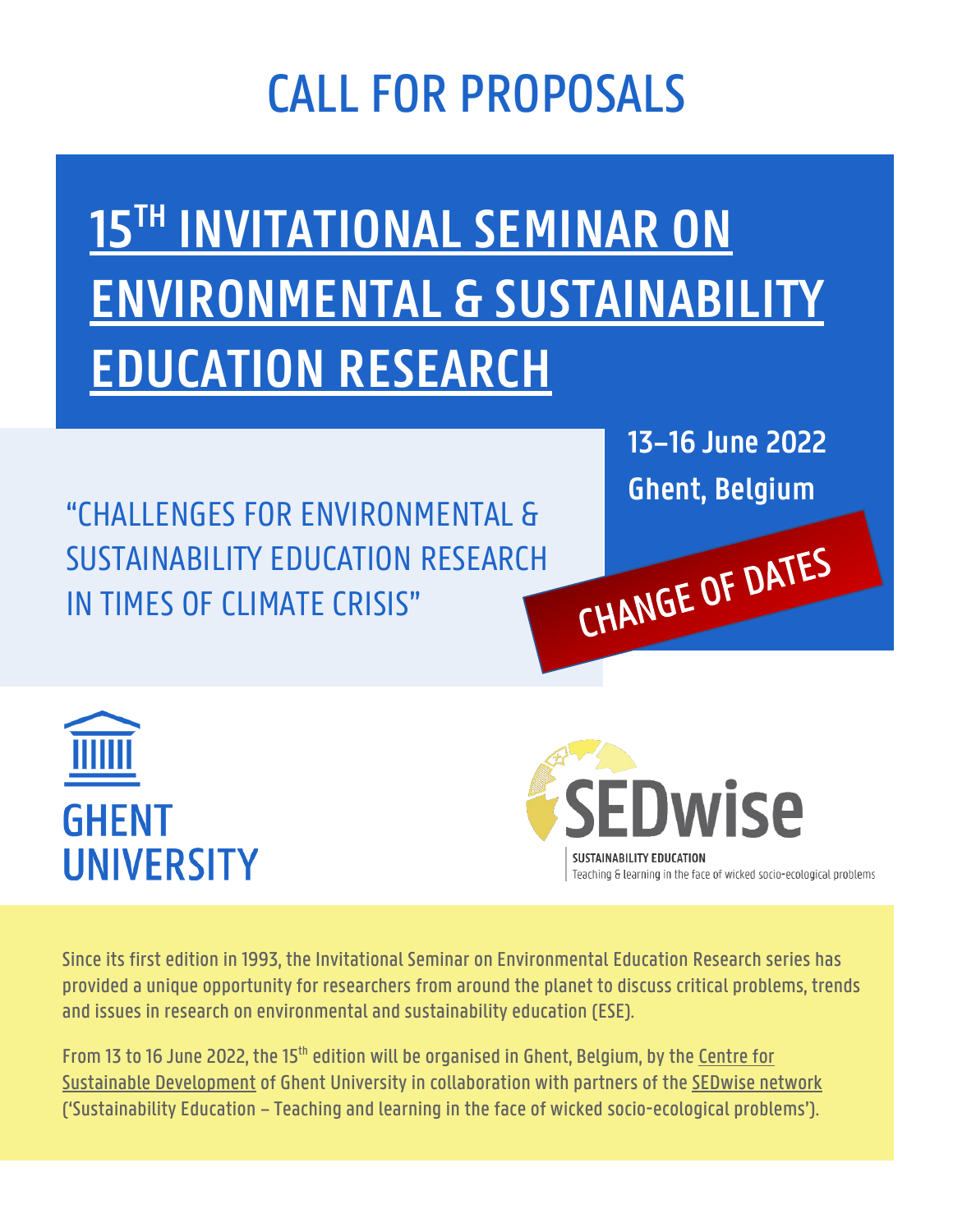# CALL FOR PROPOSALS

# 15TH INVITATIONAL SEMINAR ON ENVIRONMENTAL & SUSTAINABILITY EDUCATION RESEARCH

**13–16 June 2022**

**Ghent, Belgium**

**CHANGE OF DATES**

## "CHALLENGES FOR ENVIRONMENTAL & SUSTAINABILITY EDUCATION RESEARCH IN TIMES OF CLIMATE CRISIS"

GHENT UNIVERSITY

SEDwise

SUSTAINABILITY EDUCATION
Teaching & learning in the face of wicked socio-ecological problems

Since its first edition in 1993, the Invitational Seminar on Environmental Education Research series has provided a unique opportunity for researchers from around the planet to discuss critical problems, trends and issues in research on environmental and sustainability education (ESE).

From 13 to 16 June 2022, the 15th edition will be organised in Ghent, Belgium, by the Centre for Sustainable Development of Ghent University in collaboration with partners of the SEDwise network ('Sustainability Education – Teaching and learning in the face of wicked socio-ecological problems').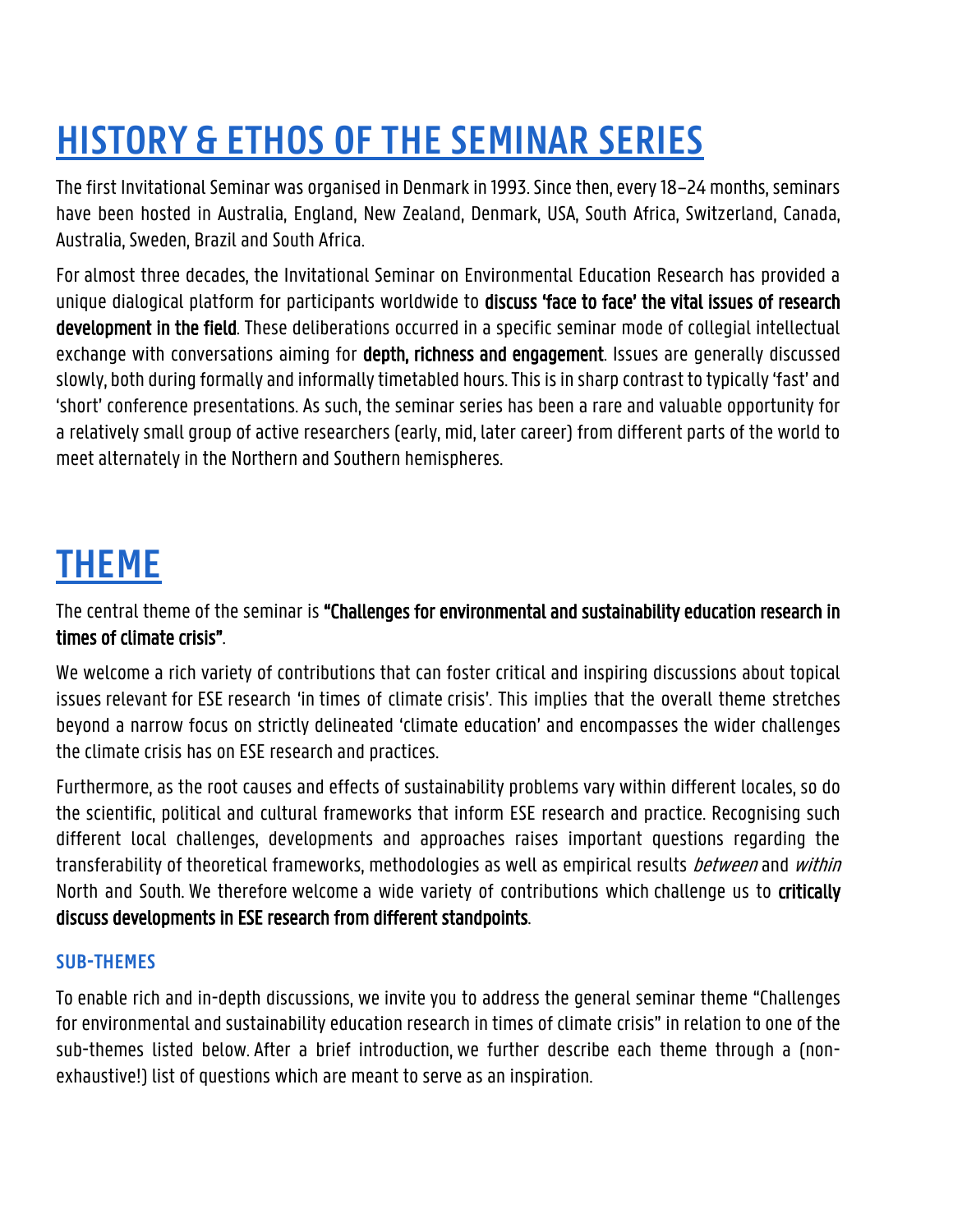# HISTORY & ETHOS OF THE SEMINAR SERIES

The first Invitational Seminar was organised in Denmark in 1993. Since then, every 18–24 months, seminars have been hosted in Australia, England, New Zealand, Denmark, USA, South Africa, Switzerland, Canada, Australia, Sweden, Brazil and South Africa.

For almost three decades, the Invitational Seminar on Environmental Education Research has provided a unique dialogical platform for participants worldwide to **discuss 'face to face' the vital issues of research development in the field**. These deliberations occurred in a specific seminar mode of collegial intellectual exchange with conversations aiming for **depth, richness and engagement**. Issues are generally discussed slowly, both during formally and informally timetabled hours. This is in sharp contrast to typically 'fast' and 'short' conference presentations. As such, the seminar series has been a rare and valuable opportunity for a relatively small group of active researchers (early, mid, later career) from different parts of the world to meet alternately in the Northern and Southern hemispheres.

# THEME

The central theme of the seminar is **"Challenges for environmental and sustainability education research in times of climate crisis"**.

We welcome a rich variety of contributions that can foster critical and inspiring discussions about topical issues relevant for ESE research 'in times of climate crisis'. This implies that the overall theme stretches beyond a narrow focus on strictly delineated 'climate education' and encompasses the wider challenges the climate crisis has on ESE research and practices.

Furthermore, as the root causes and effects of sustainability problems vary within different locales, so do the scientific, political and cultural frameworks that inform ESE research and practice. Recognising such different local challenges, developments and approaches raises important questions regarding the transferability of theoretical frameworks, methodologies as well as empirical results *between* and *within* North and South. We therefore welcome a wide variety of contributions which challenge us to **critically discuss developments in ESE research from different standpoints**.

### SUB-THEMES

To enable rich and in-depth discussions, we invite you to address the general seminar theme "Challenges for environmental and sustainability education research in times of climate crisis" in relation to one of the sub-themes listed below. After a brief introduction, we further describe each theme through a (non-exhaustive!) list of questions which are meant to serve as an inspiration.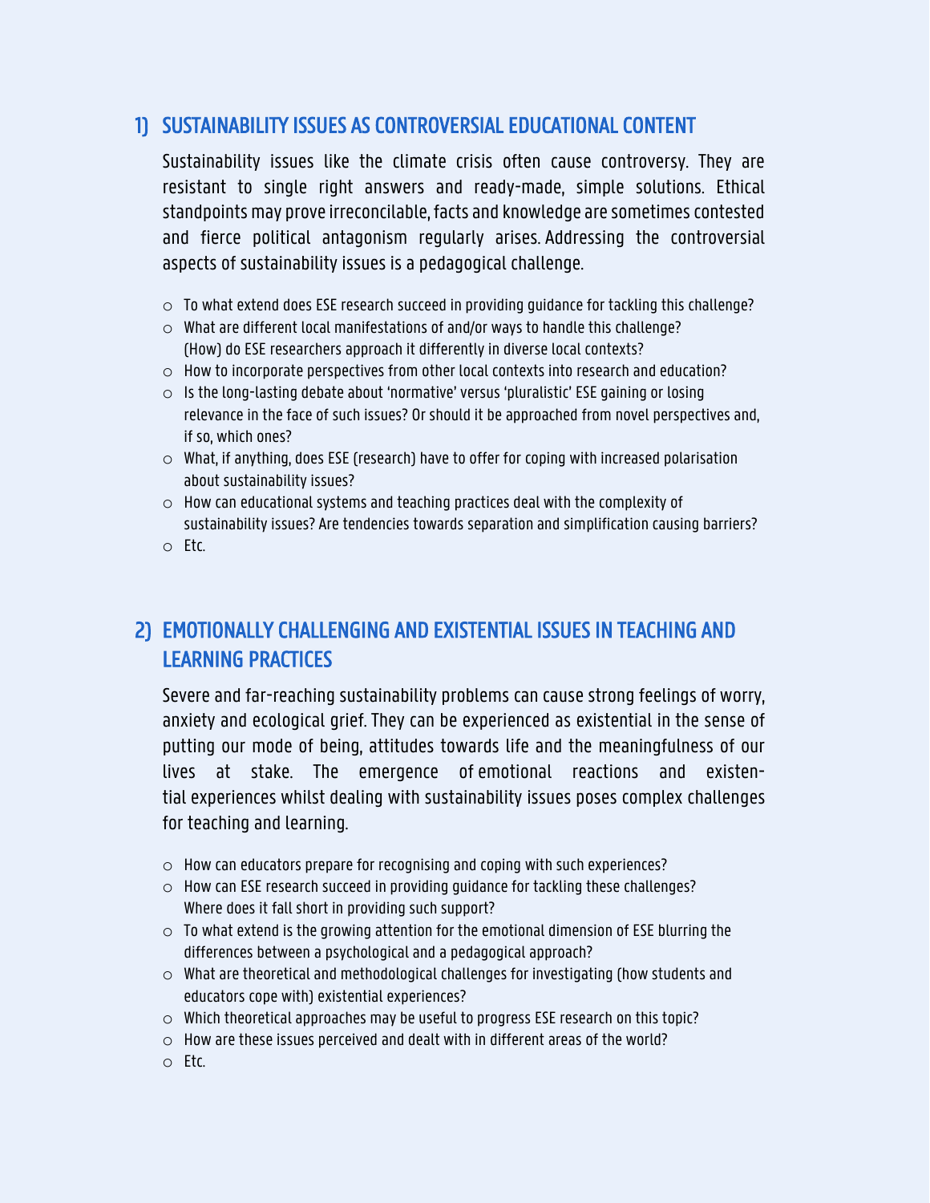## 1) SUSTAINABILITY ISSUES AS CONTROVERSIAL EDUCATIONAL CONTENT

Sustainability issues like the climate crisis often cause controversy. They are resistant to single right answers and ready-made, simple solutions. Ethical standpoints may prove irreconcilable, facts and knowledge are sometimes contested and fierce political antagonism regularly arises. Addressing the controversial aspects of sustainability issues is a pedagogical challenge.

- To what extend does ESE research succeed in providing guidance for tackling this challenge?
- What are different local manifestations of and/or ways to handle this challenge? (How) do ESE researchers approach it differently in diverse local contexts?
- How to incorporate perspectives from other local contexts into research and education?
- Is the long-lasting debate about 'normative' versus 'pluralistic' ESE gaining or losing relevance in the face of such issues? Or should it be approached from novel perspectives and, if so, which ones?
- What, if anything, does ESE (research) have to offer for coping with increased polarisation about sustainability issues?
- How can educational systems and teaching practices deal with the complexity of sustainability issues? Are tendencies towards separation and simplification causing barriers?
- Etc.

## 2) EMOTIONALLY CHALLENGING AND EXISTENTIAL ISSUES IN TEACHING AND LEARNING PRACTICES

Severe and far-reaching sustainability problems can cause strong feelings of worry, anxiety and ecological grief. They can be experienced as existential in the sense of putting our mode of being, attitudes towards life and the meaningfulness of our lives at stake. The emergence of emotional reactions and existential experiences whilst dealing with sustainability issues poses complex challenges for teaching and learning.

- How can educators prepare for recognising and coping with such experiences?
- How can ESE research succeed in providing guidance for tackling these challenges? Where does it fall short in providing such support?
- To what extend is the growing attention for the emotional dimension of ESE blurring the differences between a psychological and a pedagogical approach?
- What are theoretical and methodological challenges for investigating (how students and educators cope with) existential experiences?
- Which theoretical approaches may be useful to progress ESE research on this topic?
- How are these issues perceived and dealt with in different areas of the world?
- Etc.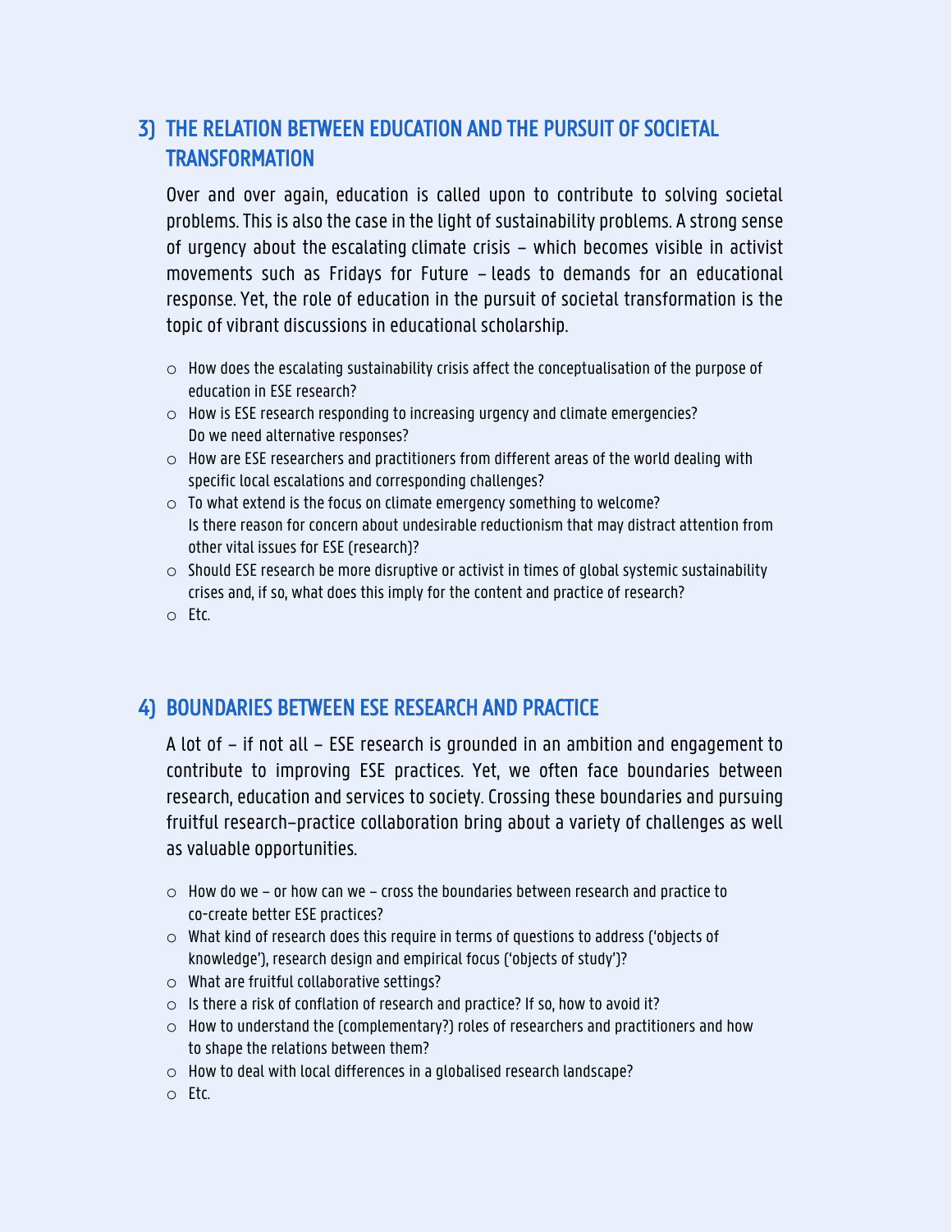## 3) THE RELATION BETWEEN EDUCATION AND THE PURSUIT OF SOCIETAL TRANSFORMATION

Over and over again, education is called upon to contribute to solving societal problems. This is also the case in the light of sustainability problems. A strong sense of urgency about the escalating climate crisis – which becomes visible in activist movements such as Fridays for Future – leads to demands for an educational response. Yet, the role of education in the pursuit of societal transformation is the topic of vibrant discussions in educational scholarship.

- How does the escalating sustainability crisis affect the conceptualisation of the purpose of education in ESE research?
- How is ESE research responding to increasing urgency and climate emergencies? Do we need alternative responses?
- How are ESE researchers and practitioners from different areas of the world dealing with specific local escalations and corresponding challenges?
- To what extend is the focus on climate emergency something to welcome? Is there reason for concern about undesirable reductionism that may distract attention from other vital issues for ESE (research)?
- Should ESE research be more disruptive or activist in times of global systemic sustainability crises and, if so, what does this imply for the content and practice of research?
- Etc.

## 4) BOUNDARIES BETWEEN ESE RESEARCH AND PRACTICE

A lot of – if not all – ESE research is grounded in an ambition and engagement to contribute to improving ESE practices. Yet, we often face boundaries between research, education and services to society. Crossing these boundaries and pursuing fruitful research–practice collaboration bring about a variety of challenges as well as valuable opportunities.

- How do we – or how can we – cross the boundaries between research and practice to co-create better ESE practices?
- What kind of research does this require in terms of questions to address ('objects of knowledge'), research design and empirical focus ('objects of study')?
- What are fruitful collaborative settings?
- Is there a risk of conflation of research and practice? If so, how to avoid it?
- How to understand the (complementary?) roles of researchers and practitioners and how to shape the relations between them?
- How to deal with local differences in a globalised research landscape?
- Etc.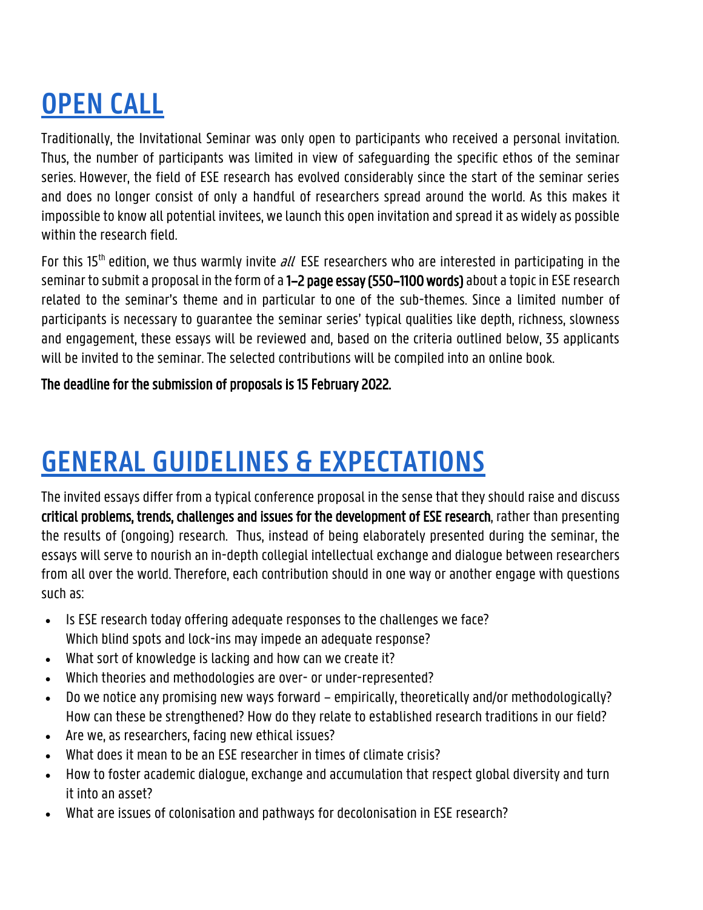# OPEN CALL

Traditionally, the Invitational Seminar was only open to participants who received a personal invitation. Thus, the number of participants was limited in view of safeguarding the specific ethos of the seminar series. However, the field of ESE research has evolved considerably since the start of the seminar series and does no longer consist of only a handful of researchers spread around the world. As this makes it impossible to know all potential invitees, we launch this open invitation and spread it as widely as possible within the research field.

For this 15th edition, we thus warmly invite *all* ESE researchers who are interested in participating in the seminar to submit a proposal in the form of a **1–2 page essay (550–1100 words)** about a topic in ESE research related to the seminar's theme and in particular to one of the sub-themes. Since a limited number of participants is necessary to guarantee the seminar series' typical qualities like depth, richness, slowness and engagement, these essays will be reviewed and, based on the criteria outlined below, 35 applicants will be invited to the seminar. The selected contributions will be compiled into an online book.

**The deadline for the submission of proposals is 15 February 2022.**

# GENERAL GUIDELINES & EXPECTATIONS

The invited essays differ from a typical conference proposal in the sense that they should raise and discuss **critical problems, trends, challenges and issues for the development of ESE research**, rather than presenting the results of (ongoing) research. Thus, instead of being elaborately presented during the seminar, the essays will serve to nourish an in-depth collegial intellectual exchange and dialogue between researchers from all over the world. Therefore, each contribution should in one way or another engage with questions such as:

- Is ESE research today offering adequate responses to the challenges we face? Which blind spots and lock-ins may impede an adequate response?
- What sort of knowledge is lacking and how can we create it?
- Which theories and methodologies are over- or under-represented?
- Do we notice any promising new ways forward – empirically, theoretically and/or methodologically? How can these be strengthened? How do they relate to established research traditions in our field?
- Are we, as researchers, facing new ethical issues?
- What does it mean to be an ESE researcher in times of climate crisis?
- How to foster academic dialogue, exchange and accumulation that respect global diversity and turn it into an asset?
- What are issues of colonisation and pathways for decolonisation in ESE research?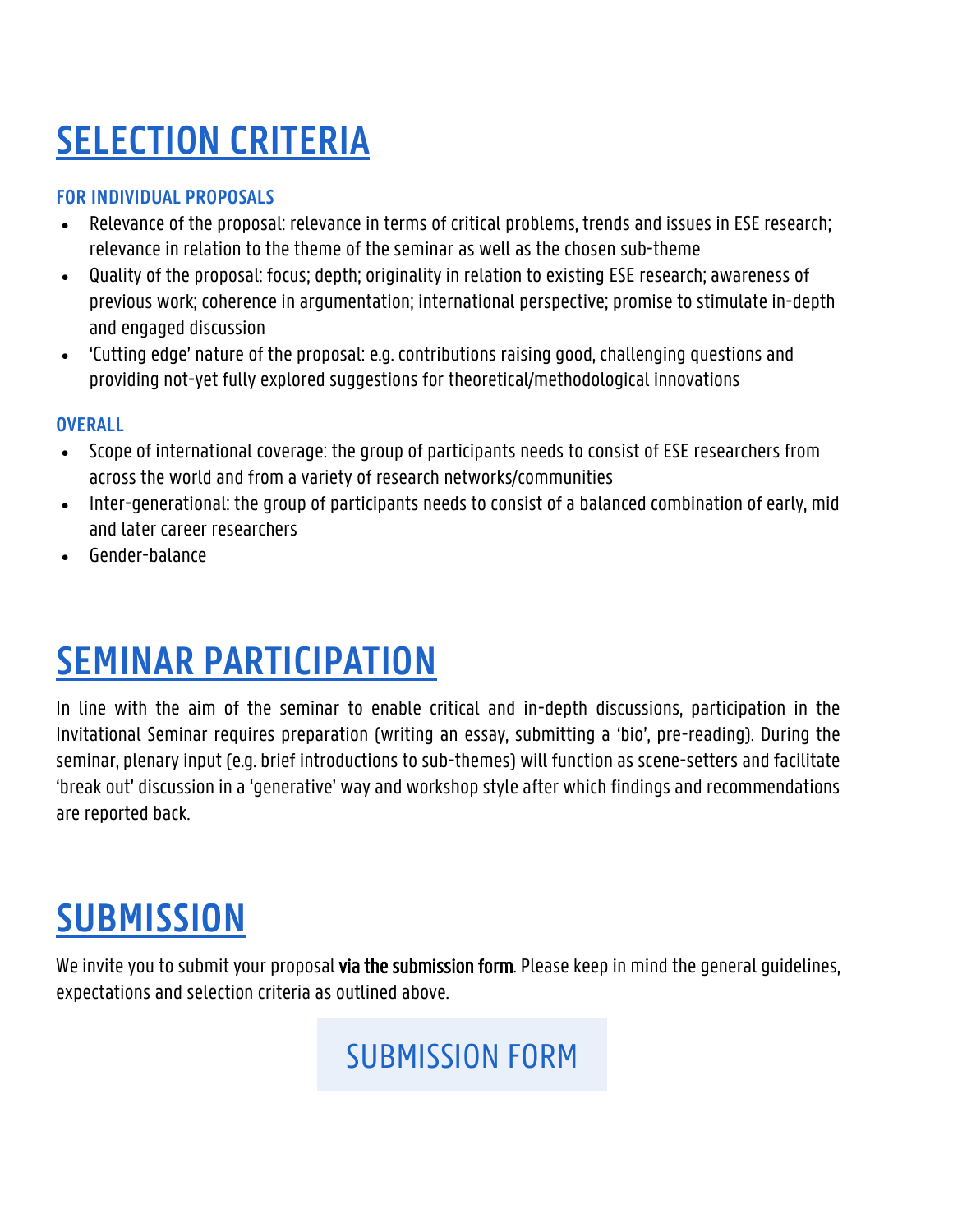# SELECTION CRITERIA

### FOR INDIVIDUAL PROPOSALS

- Relevance of the proposal: relevance in terms of critical problems, trends and issues in ESE research; relevance in relation to the theme of the seminar as well as the chosen sub-theme
- Quality of the proposal: focus; depth; originality in relation to existing ESE research; awareness of previous work; coherence in argumentation; international perspective; promise to stimulate in-depth and engaged discussion
- 'Cutting edge' nature of the proposal: e.g. contributions raising good, challenging questions and providing not-yet fully explored suggestions for theoretical/methodological innovations

### OVERALL

- Scope of international coverage: the group of participants needs to consist of ESE researchers from across the world and from a variety of research networks/communities
- Inter-generational: the group of participants needs to consist of a balanced combination of early, mid and later career researchers
- Gender-balance

# SEMINAR PARTICIPATION

In line with the aim of the seminar to enable critical and in-depth discussions, participation in the Invitational Seminar requires preparation (writing an essay, submitting a 'bio', pre-reading). During the seminar, plenary input (e.g. brief introductions to sub-themes) will function as scene-setters and facilitate 'break out' discussion in a 'generative' way and workshop style after which findings and recommendations are reported back.

# SUBMISSION

We invite you to submit your proposal **via the submission form**. Please keep in mind the general guidelines, expectations and selection criteria as outlined above.

SUBMISSION FORM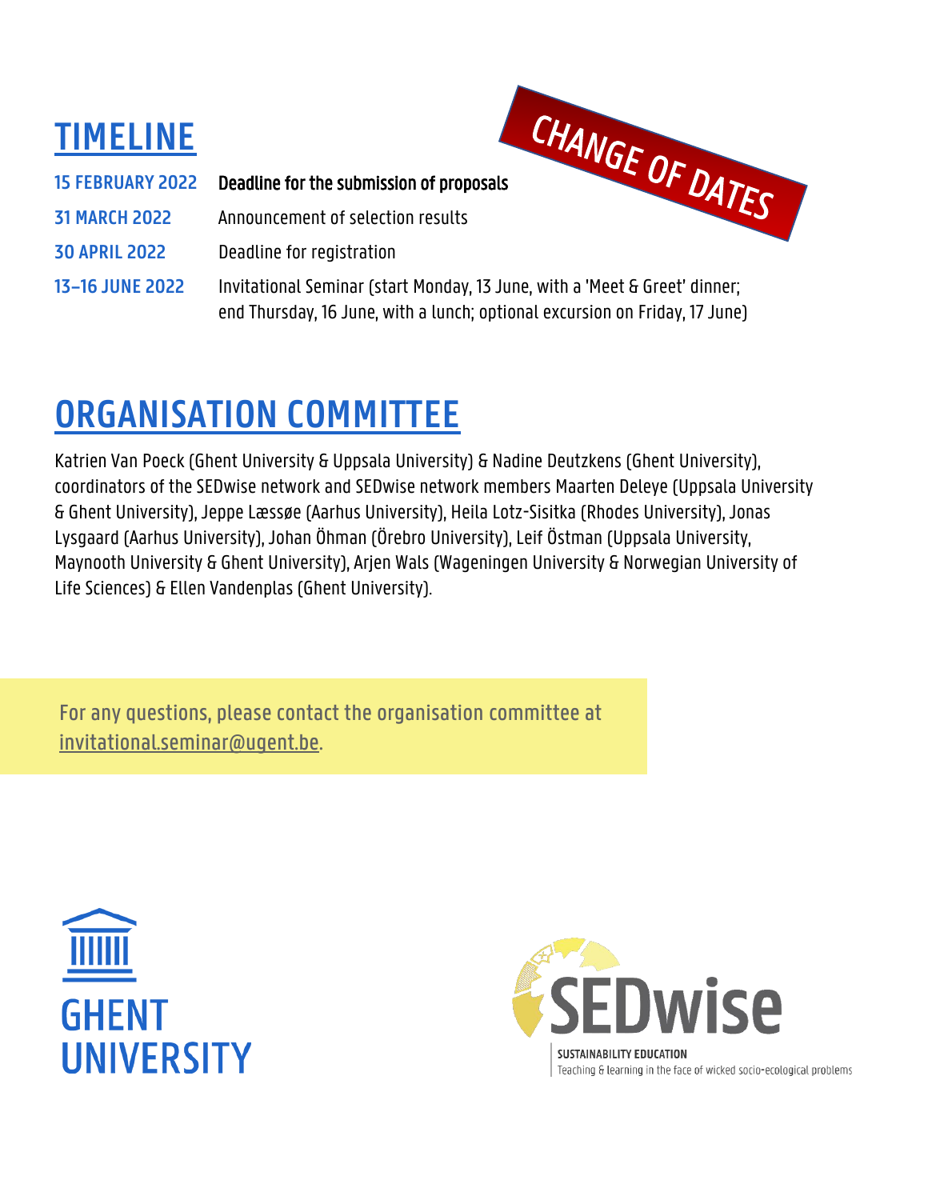# TIMELINE

CHANGE OF DATES

| | |
|---|---|
| **15 FEBRUARY 2022** | **Deadline for the submission of proposals** |
| **31 MARCH 2022** | Announcement of selection results |
| **30 APRIL 2022** | Deadline for registration |
| **13–16 JUNE 2022** | Invitational Seminar (start Monday, 13 June, with a 'Meet & Greet' dinner; end Thursday, 16 June, with a lunch; optional excursion on Friday, 17 June) |

# ORGANISATION COMMITTEE

Katrien Van Poeck (Ghent University & Uppsala University) & Nadine Deutzkens (Ghent University), coordinators of the SEDwise network and SEDwise network members Maarten Deleye (Uppsala University & Ghent University), Jeppe Læssøe (Aarhus University), Heila Lotz-Sisitka (Rhodes University), Jonas Lysgaard (Aarhus University), Johan Öhman (Örebro University), Leif Östman (Uppsala University, Maynooth University & Ghent University), Arjen Wals (Wageningen University & Norwegian University of Life Sciences) & Ellen Vandenplas (Ghent University).

For any questions, please contact the organisation committee at invitational.seminar@ugent.be.

GHENT UNIVERSITY

SEDwise
SUSTAINABILITY EDUCATION
Teaching & learning in the face of wicked socio-ecological problems